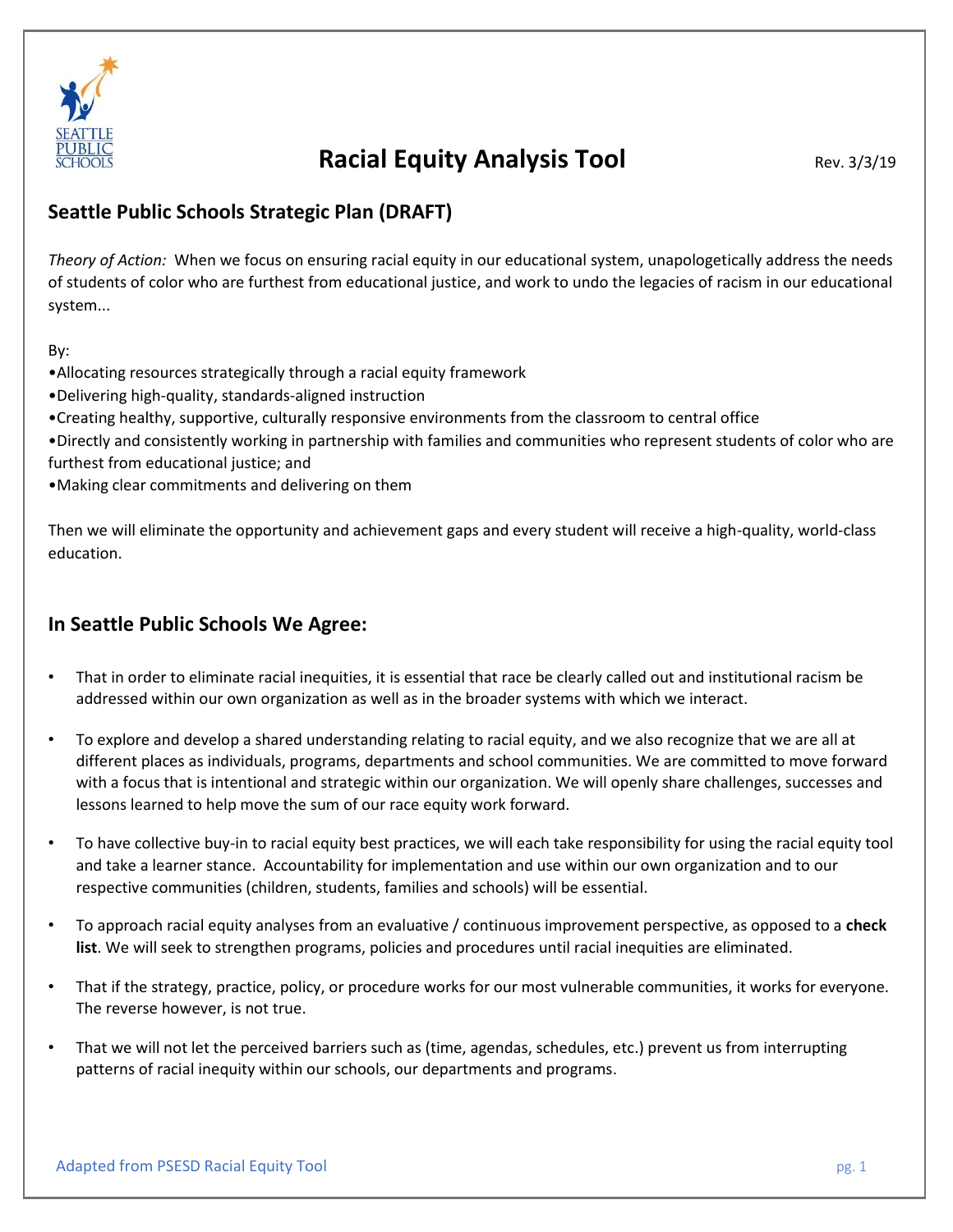# Racial Equity Analysis Tool

Rev. 3/3/19

## Seattle Public Schools Strategic Plan (DRAFT)

*Theory of Action:* When we focus on ensuring racial equity in our educational system, unapologetically address the needs of students of color who are furthest from educational justice, and work to undo the legacies of racism in our educational system...

By:

- Allocating resources strategically through a racial equity framework
- Delivering high-quality, standards-aligned instruction
- Creating healthy, supportive, culturally responsive environments from the classroom to central office
- Directly and consistently working in partnership with families and communities who represent students of color who are furthest from educational justice; and
- Making clear commitments and delivering on them

Then we will eliminate the opportunity and achievement gaps and every student will receive a high-quality, world-class education.

## In Seattle Public Schools We Agree:

- That in order to eliminate racial inequities, it is essential that race be clearly called out and institutional racism be addressed within our own organization as well as in the broader systems with which we interact.
- To explore and develop a shared understanding relating to racial equity, and we also recognize that we are all at different places as individuals, programs, departments and school communities. We are committed to move forward with a focus that is intentional and strategic within our organization. We will openly share challenges, successes and lessons learned to help move the sum of our race equity work forward.
- To have collective buy-in to racial equity best practices, we will each take responsibility for using the racial equity tool and take a learner stance. Accountability for implementation and use within our own organization and to our respective communities (children, students, families and schools) will be essential.
- To approach racial equity analyses from an evaluative / continuous improvement perspective, as opposed to a **check list**. We will seek to strengthen programs, policies and procedures until racial inequities are eliminated.
- That if the strategy, practice, policy, or procedure works for our most vulnerable communities, it works for everyone. The reverse however, is not true.
- That we will not let the perceived barriers such as (time, agendas, schedules, etc.) prevent us from interrupting patterns of racial inequity within our schools, our departments and programs.

Adapted from PSESD Racial Equity Tool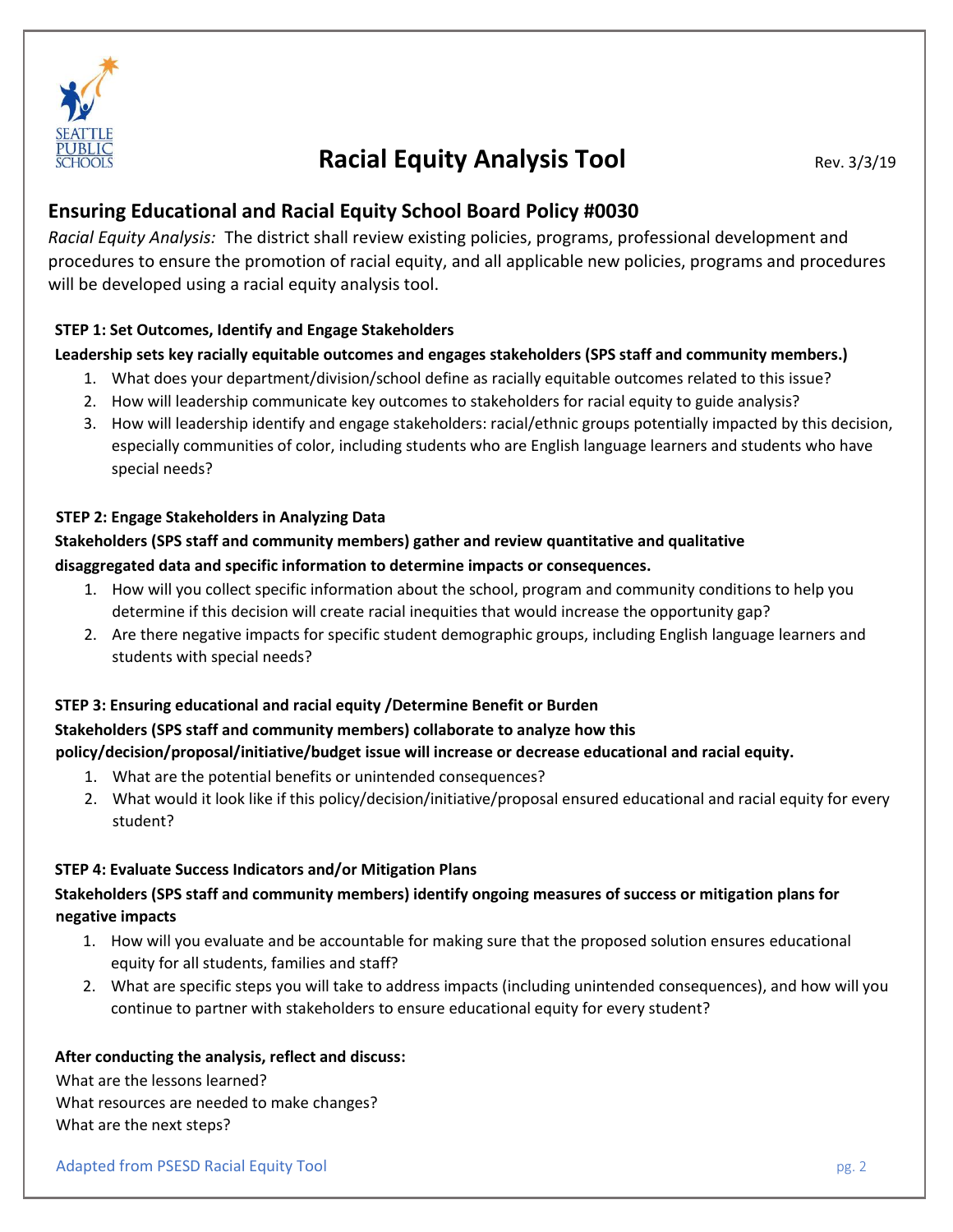# Racial Equity Analysis Tool

Rev. 3/3/19

## Ensuring Educational and Racial Equity School Board Policy #0030

*Racial Equity Analysis:* The district shall review existing policies, programs, professional development and procedures to ensure the promotion of racial equity, and all applicable new policies, programs and procedures will be developed using a racial equity analysis tool.

**STEP 1: Set Outcomes, Identify and Engage Stakeholders**

**Leadership sets key racially equitable outcomes and engages stakeholders (SPS staff and community members.)**

1. What does your department/division/school define as racially equitable outcomes related to this issue?
2. How will leadership communicate key outcomes to stakeholders for racial equity to guide analysis?
3. How will leadership identify and engage stakeholders: racial/ethnic groups potentially impacted by this decision, especially communities of color, including students who are English language learners and students who have special needs?

**STEP 2: Engage Stakeholders in Analyzing Data**

**Stakeholders (SPS staff and community members) gather and review quantitative and qualitative disaggregated data and specific information to determine impacts or consequences.**

1. How will you collect specific information about the school, program and community conditions to help you determine if this decision will create racial inequities that would increase the opportunity gap?
2. Are there negative impacts for specific student demographic groups, including English language learners and students with special needs?

**STEP 3: Ensuring educational and racial equity /Determine Benefit or Burden**

**Stakeholders (SPS staff and community members) collaborate to analyze how this policy/decision/proposal/initiative/budget issue will increase or decrease educational and racial equity.**

1. What are the potential benefits or unintended consequences?
2. What would it look like if this policy/decision/initiative/proposal ensured educational and racial equity for every student?

**STEP 4: Evaluate Success Indicators and/or Mitigation Plans**

**Stakeholders (SPS staff and community members) identify ongoing measures of success or mitigation plans for negative impacts**

1. How will you evaluate and be accountable for making sure that the proposed solution ensures educational equity for all students, families and staff?
2. What are specific steps you will take to address impacts (including unintended consequences), and how will you continue to partner with stakeholders to ensure educational equity for every student?

**After conducting the analysis, reflect and discuss:**

What are the lessons learned?
What resources are needed to make changes?
What are the next steps?

Adapted from PSESD Racial Equity Tool